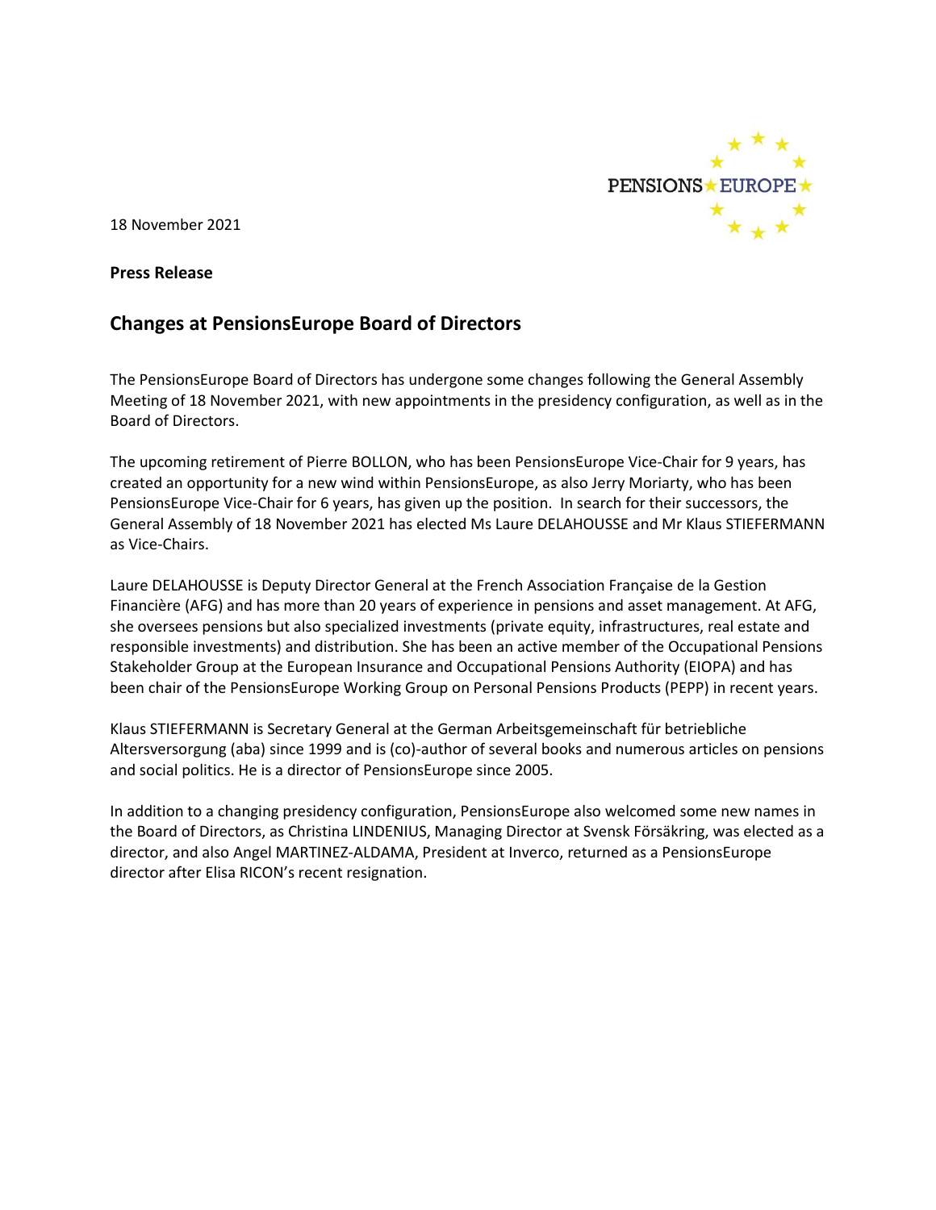18 November 2021

**Press Release**

## Changes at PensionsEurope Board of Directors

The PensionsEurope Board of Directors has undergone some changes following the General Assembly Meeting of 18 November 2021, with new appointments in the presidency configuration, as well as in the Board of Directors.

The upcoming retirement of Pierre BOLLON, who has been PensionsEurope Vice-Chair for 9 years, has created an opportunity for a new wind within PensionsEurope, as also Jerry Moriarty, who has been PensionsEurope Vice-Chair for 6 years, has given up the position. In search for their successors, the General Assembly of 18 November 2021 has elected Ms Laure DELAHOUSSE and Mr Klaus STIEFERMANN as Vice-Chairs.

Laure DELAHOUSSE is Deputy Director General at the French Association Française de la Gestion Financière (AFG) and has more than 20 years of experience in pensions and asset management. At AFG, she oversees pensions but also specialized investments (private equity, infrastructures, real estate and responsible investments) and distribution. She has been an active member of the Occupational Pensions Stakeholder Group at the European Insurance and Occupational Pensions Authority (EIOPA) and has been chair of the PensionsEurope Working Group on Personal Pensions Products (PEPP) in recent years.

Klaus STIEFERMANN is Secretary General at the German Arbeitsgemeinschaft für betriebliche Altersversorgung (aba) since 1999 and is (co)-author of several books and numerous articles on pensions and social politics. He is a director of PensionsEurope since 2005.

In addition to a changing presidency configuration, PensionsEurope also welcomed some new names in the Board of Directors, as Christina LINDENIUS, Managing Director at Svensk Försäkring, was elected as a director, and also Angel MARTINEZ-ALDAMA, President at Inverco, returned as a PensionsEurope director after Elisa RICON's recent resignation.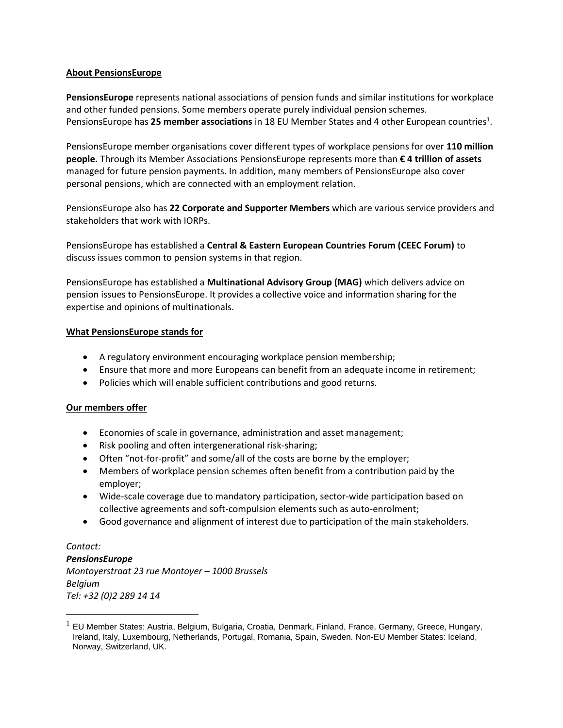## About PensionsEurope

**PensionsEurope** represents national associations of pension funds and similar institutions for workplace and other funded pensions. Some members operate purely individual pension schemes. PensionsEurope has **25 member associations** in 18 EU Member States and 4 other European countries[1].

PensionsEurope member organisations cover different types of workplace pensions for over **110 million people.** Through its Member Associations PensionsEurope represents more than **€ 4 trillion of assets** managed for future pension payments. In addition, many members of PensionsEurope also cover personal pensions, which are connected with an employment relation.

PensionsEurope also has **22 Corporate and Supporter Members** which are various service providers and stakeholders that work with IORPs.

PensionsEurope has established a **Central & Eastern European Countries Forum (CEEC Forum)** to discuss issues common to pension systems in that region.

PensionsEurope has established a **Multinational Advisory Group (MAG)** which delivers advice on pension issues to PensionsEurope. It provides a collective voice and information sharing for the expertise and opinions of multinationals.

## What PensionsEurope stands for

- A regulatory environment encouraging workplace pension membership;
- Ensure that more and more Europeans can benefit from an adequate income in retirement;
- Policies which will enable sufficient contributions and good returns.

## Our members offer

- Economies of scale in governance, administration and asset management;
- Risk pooling and often intergenerational risk-sharing;
- Often "not-for-profit" and some/all of the costs are borne by the employer;
- Members of workplace pension schemes often benefit from a contribution paid by the employer;
- Wide-scale coverage due to mandatory participation, sector-wide participation based on collective agreements and soft-compulsion elements such as auto-enrolment;
- Good governance and alignment of interest due to participation of the main stakeholders.

*Contact:*
***PensionsEurope***
*Montoyerstraat 23 rue Montoyer – 1000 Brussels*
*Belgium*
*Tel: +32 (0)2 289 14 14*

[1] EU Member States: Austria, Belgium, Bulgaria, Croatia, Denmark, Finland, France, Germany, Greece, Hungary, Ireland, Italy, Luxembourg, Netherlands, Portugal, Romania, Spain, Sweden. Non-EU Member States: Iceland, Norway, Switzerland, UK.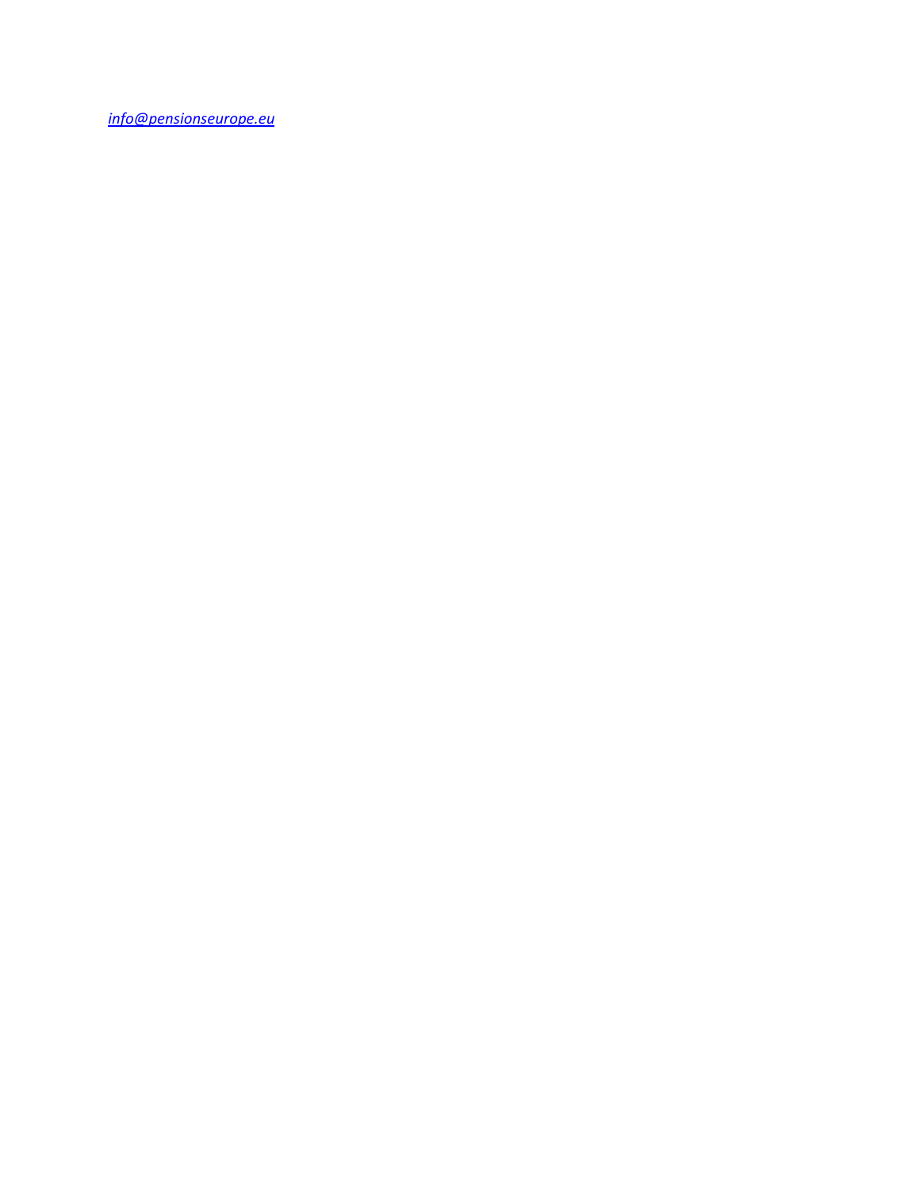*[info@pensionseurope.eu](mailto:info@pensionseurope.eu)*